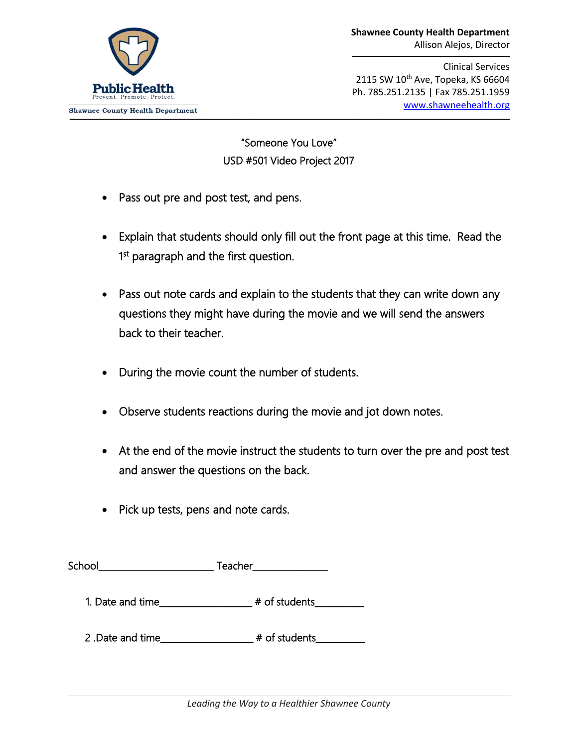Public Health
Prevent. Promote. Protect.
Shawnee County Health Department

**Shawnee County Health Department**
Allison Alejos, Director

Clinical Services
2115 SW 10th Ave, Topeka, KS 66604
Ph. 785.251.2135 | Fax 785.251.1959
www.shawneehealth.org

"Someone You Love"
USD #501 Video Project 2017

- Pass out pre and post test, and pens.
- Explain that students should only fill out the front page at this time. Read the 1st paragraph and the first question.
- Pass out note cards and explain to the students that they can write down any questions they might have during the movie and we will send the answers back to their teacher.
- During the movie count the number of students.
- Observe students reactions during the movie and jot down notes.
- At the end of the movie instruct the students to turn over the pre and post test and answer the questions on the back.
- Pick up tests, pens and note cards.

School______________________ Teacher______________

1. Date and time_________________ # of students_________

2 .Date and time_________________ # of students_________

*Leading the Way to a Healthier Shawnee County*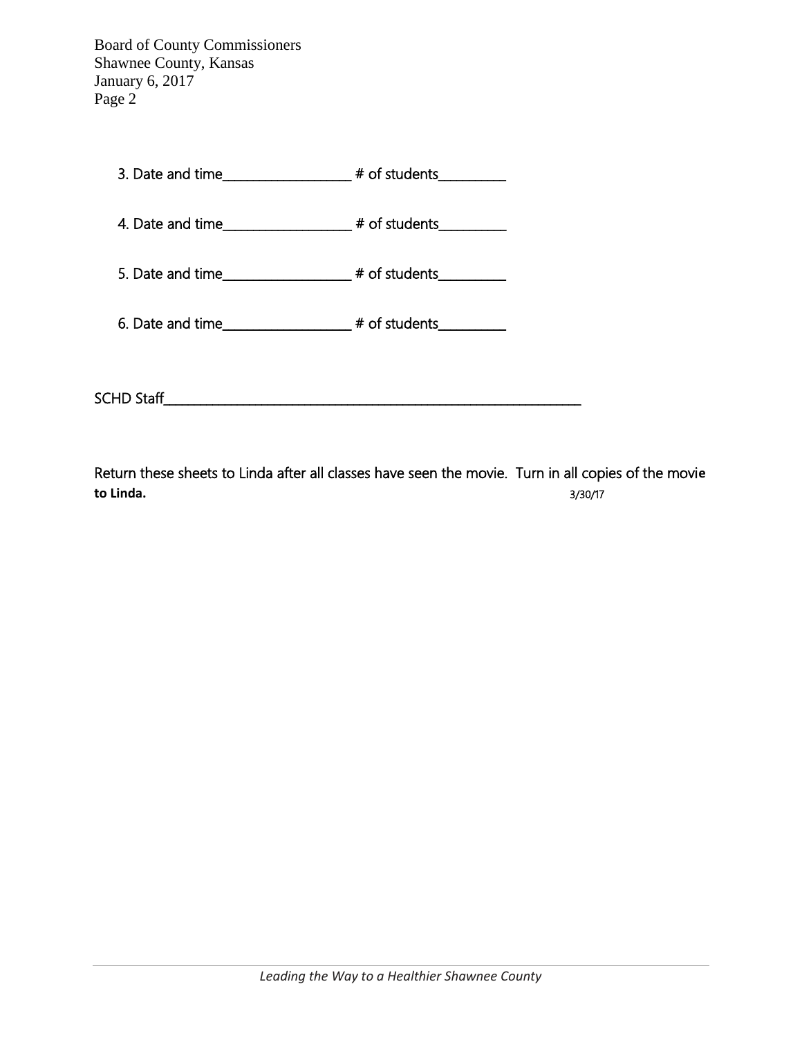Board of County Commissioners
Shawnee County, Kansas
January 6, 2017
Page 2

3. Date and time__________________ # of students__________

4. Date and time__________________ # of students__________

5. Date and time__________________ # of students__________

6. Date and time__________________ # of students__________

SCHD Staff________________________________________________________________

Return these sheets to Linda after all classes have seen the movie. Turn in all copies of the movie **to Linda.** 3/30/17